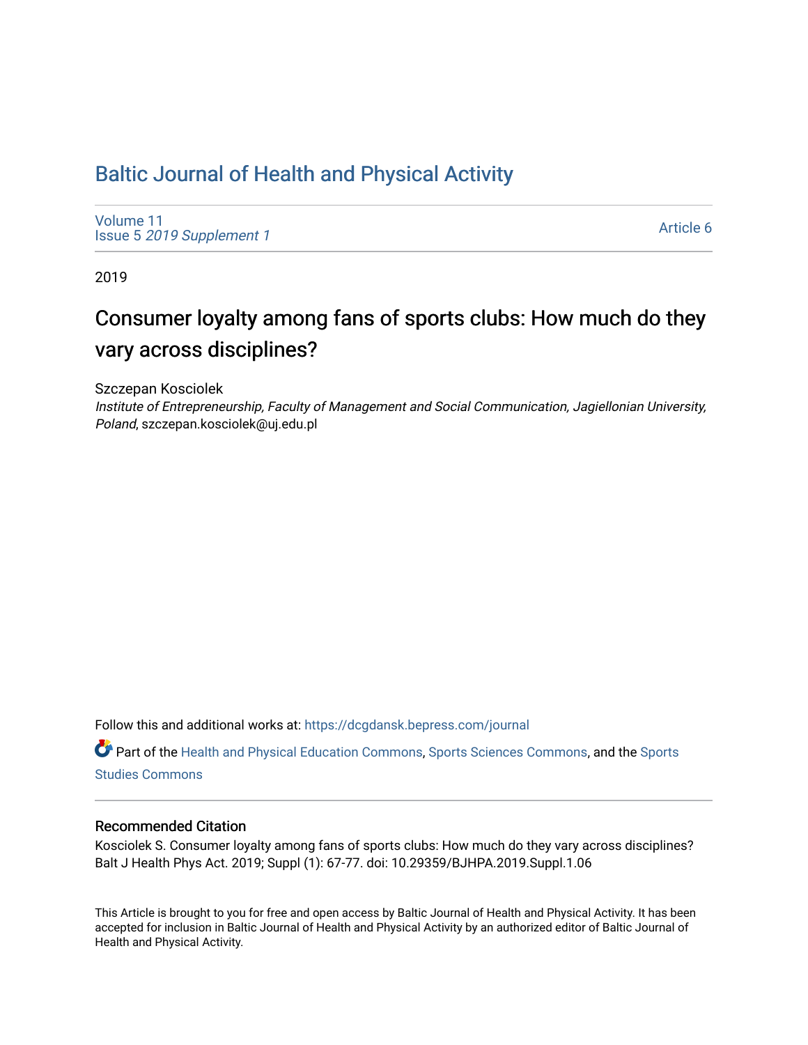# Baltic Journal of Health and Physical Activity

Volume 11
Issue 5 *2019 Supplement 1*

Article 6

2019

## Consumer loyalty among fans of sports clubs: How much do they vary across disciplines?

Szczepan Kosciolek
*Institute of Entrepreneurship, Faculty of Management and Social Communication, Jagiellonian University, Poland*, szczepan.kosciolek@uj.edu.pl

Follow this and additional works at: https://dcgdansk.bepress.com/journal

Part of the Health and Physical Education Commons, Sports Sciences Commons, and the Sports Studies Commons

### Recommended Citation

Kosciolek S. Consumer loyalty among fans of sports clubs: How much do they vary across disciplines? Balt J Health Phys Act. 2019; Suppl (1): 67-77. doi: 10.29359/BJHPA.2019.Suppl.1.06

This Article is brought to you for free and open access by Baltic Journal of Health and Physical Activity. It has been accepted for inclusion in Baltic Journal of Health and Physical Activity by an authorized editor of Baltic Journal of Health and Physical Activity.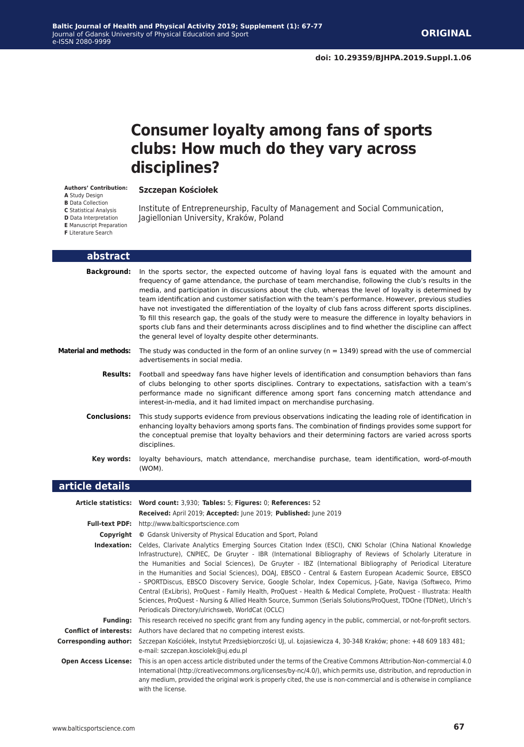**ORIGINAL**

doi: 10.29359/BJHPA.2019.Suppl.1.06

# Consumer loyalty among fans of sports clubs: How much do they vary across disciplines?

**Authors' Contribution:**
**A** Study Design
**B** Data Collection
**C** Statistical Analysis
**D** Data Interpretation
**E** Manuscript Preparation
**F** Literature Search

**Szczepan Kościołek**

Institute of Entrepreneurship, Faculty of Management and Social Communication, Jagiellonian University, Kraków, Poland

## abstract

**Background:** In the sports sector, the expected outcome of having loyal fans is equated with the amount and frequency of game attendance, the purchase of team merchandise, following the club's results in the media, and participation in discussions about the club, whereas the level of loyalty is determined by team identification and customer satisfaction with the team's performance. However, previous studies have not investigated the differentiation of the loyalty of club fans across different sports disciplines. To fill this research gap, the goals of the study were to measure the difference in loyalty behaviors in sports club fans and their determinants across disciplines and to find whether the discipline can affect the general level of loyalty despite other determinants.

**Material and methods:** The study was conducted in the form of an online survey (n = 1349) spread with the use of commercial advertisements in social media.

**Results:** Football and speedway fans have higher levels of identification and consumption behaviors than fans of clubs belonging to other sports disciplines. Contrary to expectations, satisfaction with a team's performance made no significant difference among sport fans concerning match attendance and interest-in-media, and it had limited impact on merchandise purchasing.

**Conclusions:** This study supports evidence from previous observations indicating the leading role of identification in enhancing loyalty behaviors among sports fans. The combination of findings provides some support for the conceptual premise that loyalty behaviors and their determining factors are varied across sports disciplines.

**Key words:** loyalty behaviours, match attendance, merchandise purchase, team identification, word-of-mouth (WOM).

## article details

**Article statistics:** **Word count:** 3,930; **Tables:** 5; **Figures:** 0; **References:** 52
**Received:** April 2019; **Accepted:** June 2019; **Published:** June 2019

**Full-text PDF:** http://www.balticsportscience.com

**Copyright** © Gdansk University of Physical Education and Sport, Poland

**Indexation:** Celdes, Clarivate Analytics Emerging Sources Citation Index (ESCI), CNKI Scholar (China National Knowledge Infrastructure), CNPIEC, De Gruyter - IBR (International Bibliography of Reviews of Scholarly Literature in the Humanities and Social Sciences), De Gruyter - IBZ (International Bibliography of Periodical Literature in the Humanities and Social Sciences), DOAJ, EBSCO - Central & Eastern European Academic Source, EBSCO - SPORTDiscus, EBSCO Discovery Service, Google Scholar, Index Copernicus, J-Gate, Naviga (Softweco, Primo Central (ExLibris), ProQuest - Family Health, ProQuest - Health & Medical Complete, ProQuest - Illustrata: Health Sciences, ProQuest - Nursing & Allied Health Source, Summon (Serials Solutions/ProQuest, TDOne (TDNet), Ulrich's Periodicals Directory/ulrichsweb, WorldCat (OCLC)

**Funding:** This research received no specific grant from any funding agency in the public, commercial, or not-for-profit sectors.

**Conflict of interests:** Authors have declared that no competing interest exists.

**Corresponding author:** Szczepan Kościółek, Instytut Przedsiębiorczości UJ, ul. Łojasiewicza 4, 30-348 Kraków; phone: +48 609 183 481; e-mail: szczepan.kosciolek@uj.edu.pl

**Open Access License:** This is an open access article distributed under the terms of the Creative Commons Attribution-Non-commercial 4.0 International (http://creativecommons.org/licenses/by-nc/4.0/), which permits use, distribution, and reproduction in any medium, provided the original work is properly cited, the use is non-commercial and is otherwise in compliance with the license.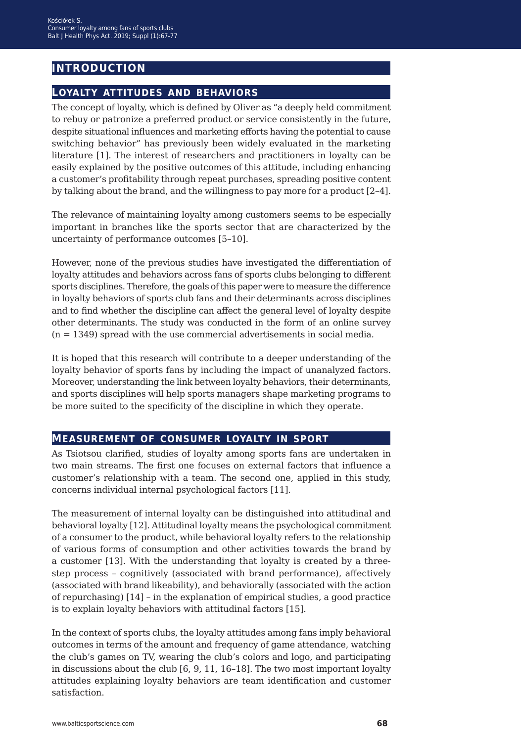## INTRODUCTION

### Loyalty attitudes and behaviors

The concept of loyalty, which is defined by Oliver as "a deeply held commitment to rebuy or patronize a preferred product or service consistently in the future, despite situational influences and marketing efforts having the potential to cause switching behavior" has previously been widely evaluated in the marketing literature [1]. The interest of researchers and practitioners in loyalty can be easily explained by the positive outcomes of this attitude, including enhancing a customer's profitability through repeat purchases, spreading positive content by talking about the brand, and the willingness to pay more for a product [2–4].

The relevance of maintaining loyalty among customers seems to be especially important in branches like the sports sector that are characterized by the uncertainty of performance outcomes [5–10].

However, none of the previous studies have investigated the differentiation of loyalty attitudes and behaviors across fans of sports clubs belonging to different sports disciplines. Therefore, the goals of this paper were to measure the difference in loyalty behaviors of sports club fans and their determinants across disciplines and to find whether the discipline can affect the general level of loyalty despite other determinants. The study was conducted in the form of an online survey (n = 1349) spread with the use commercial advertisements in social media.

It is hoped that this research will contribute to a deeper understanding of the loyalty behavior of sports fans by including the impact of unanalyzed factors. Moreover, understanding the link between loyalty behaviors, their determinants, and sports disciplines will help sports managers shape marketing programs to be more suited to the specificity of the discipline in which they operate.

### Measurement of consumer loyalty in sport

As Tsiotsou clarified, studies of loyalty among sports fans are undertaken in two main streams. The first one focuses on external factors that influence a customer's relationship with a team. The second one, applied in this study, concerns individual internal psychological factors [11].

The measurement of internal loyalty can be distinguished into attitudinal and behavioral loyalty [12]. Attitudinal loyalty means the psychological commitment of a consumer to the product, while behavioral loyalty refers to the relationship of various forms of consumption and other activities towards the brand by a customer [13]. With the understanding that loyalty is created by a three-step process – cognitively (associated with brand performance), affectively (associated with brand likeability), and behaviorally (associated with the action of repurchasing) [14] – in the explanation of empirical studies, a good practice is to explain loyalty behaviors with attitudinal factors [15].

In the context of sports clubs, the loyalty attitudes among fans imply behavioral outcomes in terms of the amount and frequency of game attendance, watching the club's games on TV, wearing the club's colors and logo, and participating in discussions about the club [6, 9, 11, 16–18]. The two most important loyalty attitudes explaining loyalty behaviors are team identification and customer satisfaction.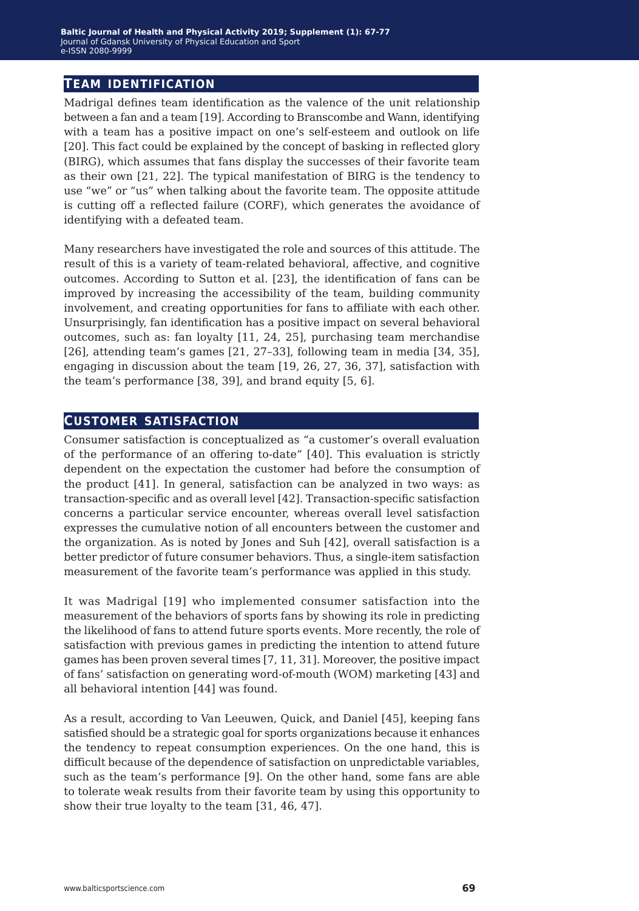## Team identification

Madrigal defines team identification as the valence of the unit relationship between a fan and a team [19]. According to Branscombe and Wann, identifying with a team has a positive impact on one's self-esteem and outlook on life [20]. This fact could be explained by the concept of basking in reflected glory (BIRG), which assumes that fans display the successes of their favorite team as their own [21, 22]. The typical manifestation of BIRG is the tendency to use "we" or "us" when talking about the favorite team. The opposite attitude is cutting off a reflected failure (CORF), which generates the avoidance of identifying with a defeated team.

Many researchers have investigated the role and sources of this attitude. The result of this is a variety of team-related behavioral, affective, and cognitive outcomes. According to Sutton et al. [23], the identification of fans can be improved by increasing the accessibility of the team, building community involvement, and creating opportunities for fans to affiliate with each other. Unsurprisingly, fan identification has a positive impact on several behavioral outcomes, such as: fan loyalty [11, 24, 25], purchasing team merchandise [26], attending team's games [21, 27–33], following team in media [34, 35], engaging in discussion about the team [19, 26, 27, 36, 37], satisfaction with the team's performance [38, 39], and brand equity [5, 6].

## Customer satisfaction

Consumer satisfaction is conceptualized as "a customer's overall evaluation of the performance of an offering to-date" [40]. This evaluation is strictly dependent on the expectation the customer had before the consumption of the product [41]. In general, satisfaction can be analyzed in two ways: as transaction-specific and as overall level [42]. Transaction-specific satisfaction concerns a particular service encounter, whereas overall level satisfaction expresses the cumulative notion of all encounters between the customer and the organization. As is noted by Jones and Suh [42], overall satisfaction is a better predictor of future consumer behaviors. Thus, a single-item satisfaction measurement of the favorite team's performance was applied in this study.

It was Madrigal [19] who implemented consumer satisfaction into the measurement of the behaviors of sports fans by showing its role in predicting the likelihood of fans to attend future sports events. More recently, the role of satisfaction with previous games in predicting the intention to attend future games has been proven several times [7, 11, 31]. Moreover, the positive impact of fans' satisfaction on generating word-of-mouth (WOM) marketing [43] and all behavioral intention [44] was found.

As a result, according to Van Leeuwen, Quick, and Daniel [45], keeping fans satisfied should be a strategic goal for sports organizations because it enhances the tendency to repeat consumption experiences. On the one hand, this is difficult because of the dependence of satisfaction on unpredictable variables, such as the team's performance [9]. On the other hand, some fans are able to tolerate weak results from their favorite team by using this opportunity to show their true loyalty to the team [31, 46, 47].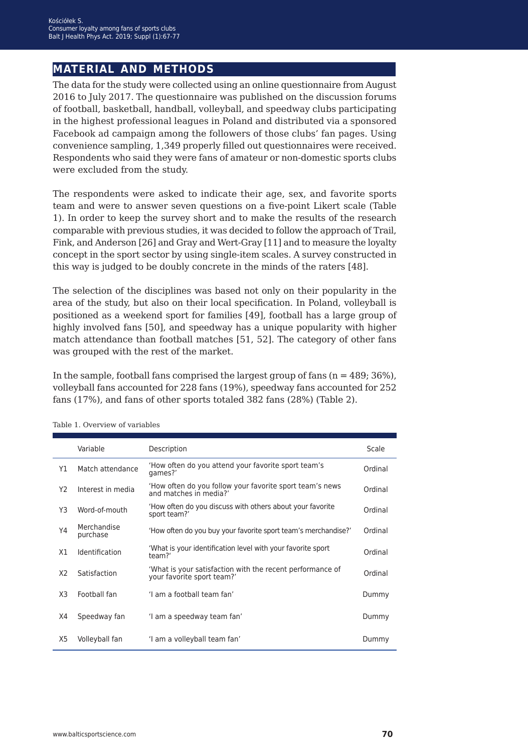## MATERIAL AND METHODS

The data for the study were collected using an online questionnaire from August 2016 to July 2017. The questionnaire was published on the discussion forums of football, basketball, handball, volleyball, and speedway clubs participating in the highest professional leagues in Poland and distributed via a sponsored Facebook ad campaign among the followers of those clubs' fan pages. Using convenience sampling, 1,349 properly filled out questionnaires were received. Respondents who said they were fans of amateur or non-domestic sports clubs were excluded from the study.

The respondents were asked to indicate their age, sex, and favorite sports team and were to answer seven questions on a five-point Likert scale (Table 1). In order to keep the survey short and to make the results of the research comparable with previous studies, it was decided to follow the approach of Trail, Fink, and Anderson [26] and Gray and Wert-Gray [11] and to measure the loyalty concept in the sport sector by using single-item scales. A survey constructed in this way is judged to be doubly concrete in the minds of the raters [48].

The selection of the disciplines was based not only on their popularity in the area of the study, but also on their local specification. In Poland, volleyball is positioned as a weekend sport for families [49], football has a large group of highly involved fans [50], and speedway has a unique popularity with higher match attendance than football matches [51, 52]. The category of other fans was grouped with the rest of the market.

In the sample, football fans comprised the largest group of fans (n = 489; 36%), volleyball fans accounted for 228 fans (19%), speedway fans accounted for 252 fans (17%), and fans of other sports totaled 382 fans (28%) (Table 2).

Table 1. Overview of variables

| | Variable | Description | Scale |
|---|---|---|---|
| Y1 | Match attendance | 'How often do you attend your favorite sport team's games?' | Ordinal |
| Y2 | Interest in media | 'How often do you follow your favorite sport team's news and matches in media?' | Ordinal |
| Y3 | Word-of-mouth | 'How often do you discuss with others about your favorite sport team?' | Ordinal |
| Y4 | Merchandise purchase | 'How often do you buy your favorite sport team's merchandise?' | Ordinal |
| X1 | Identification | 'What is your identification level with your favorite sport team?' | Ordinal |
| X2 | Satisfaction | 'What is your satisfaction with the recent performance of your favorite sport team?' | Ordinal |
| X3 | Football fan | 'I am a football team fan' | Dummy |
| X4 | Speedway fan | 'I am a speedway team fan' | Dummy |
| X5 | Volleyball fan | 'I am a volleyball team fan' | Dummy |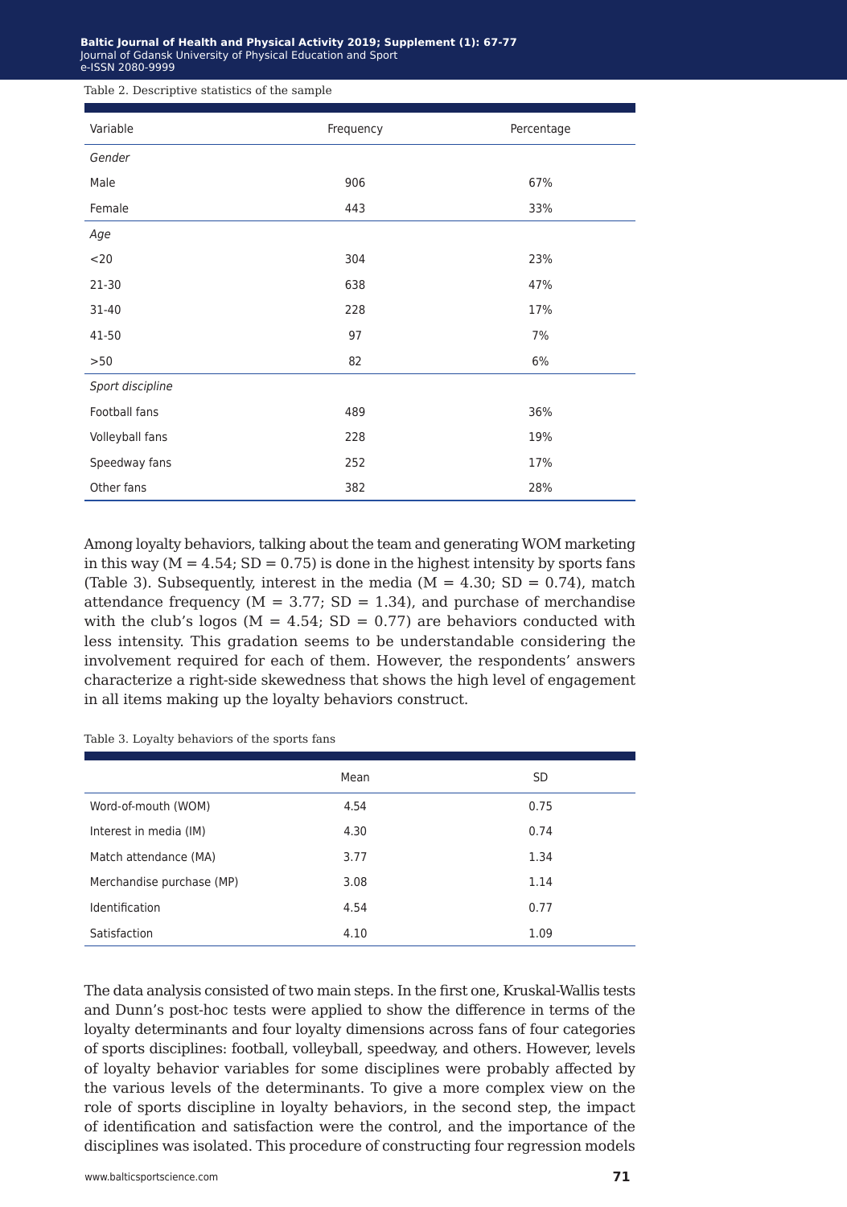Table 2. Descriptive statistics of the sample

| Variable | Frequency | Percentage |
|---|---|---|
| *Gender* | | |
| Male | 906 | 67% |
| Female | 443 | 33% |
| *Age* | | |
| <20 | 304 | 23% |
| 21-30 | 638 | 47% |
| 31-40 | 228 | 17% |
| 41-50 | 97 | 7% |
| >50 | 82 | 6% |
| *Sport discipline* | | |
| Football fans | 489 | 36% |
| Volleyball fans | 228 | 19% |
| Speedway fans | 252 | 17% |
| Other fans | 382 | 28% |

Among loyalty behaviors, talking about the team and generating WOM marketing in this way (M = 4.54; SD = 0.75) is done in the highest intensity by sports fans (Table 3). Subsequently, interest in the media (M = 4.30; SD = 0.74), match attendance frequency (M = 3.77; SD = 1.34), and purchase of merchandise with the club's logos (M = 4.54; SD = 0.77) are behaviors conducted with less intensity. This gradation seems to be understandable considering the involvement required for each of them. However, the respondents' answers characterize a right-side skewedness that shows the high level of engagement in all items making up the loyalty behaviors construct.

Table 3. Loyalty behaviors of the sports fans

| | Mean | SD |
|---|---|---|
| Word-of-mouth (WOM) | 4.54 | 0.75 |
| Interest in media (IM) | 4.30 | 0.74 |
| Match attendance (MA) | 3.77 | 1.34 |
| Merchandise purchase (MP) | 3.08 | 1.14 |
| Identification | 4.54 | 0.77 |
| Satisfaction | 4.10 | 1.09 |

The data analysis consisted of two main steps. In the first one, Kruskal-Wallis tests and Dunn's post-hoc tests were applied to show the difference in terms of the loyalty determinants and four loyalty dimensions across fans of four categories of sports disciplines: football, volleyball, speedway, and others. However, levels of loyalty behavior variables for some disciplines were probably affected by the various levels of the determinants. To give a more complex view on the role of sports discipline in loyalty behaviors, in the second step, the impact of identification and satisfaction were the control, and the importance of the disciplines was isolated. This procedure of constructing four regression models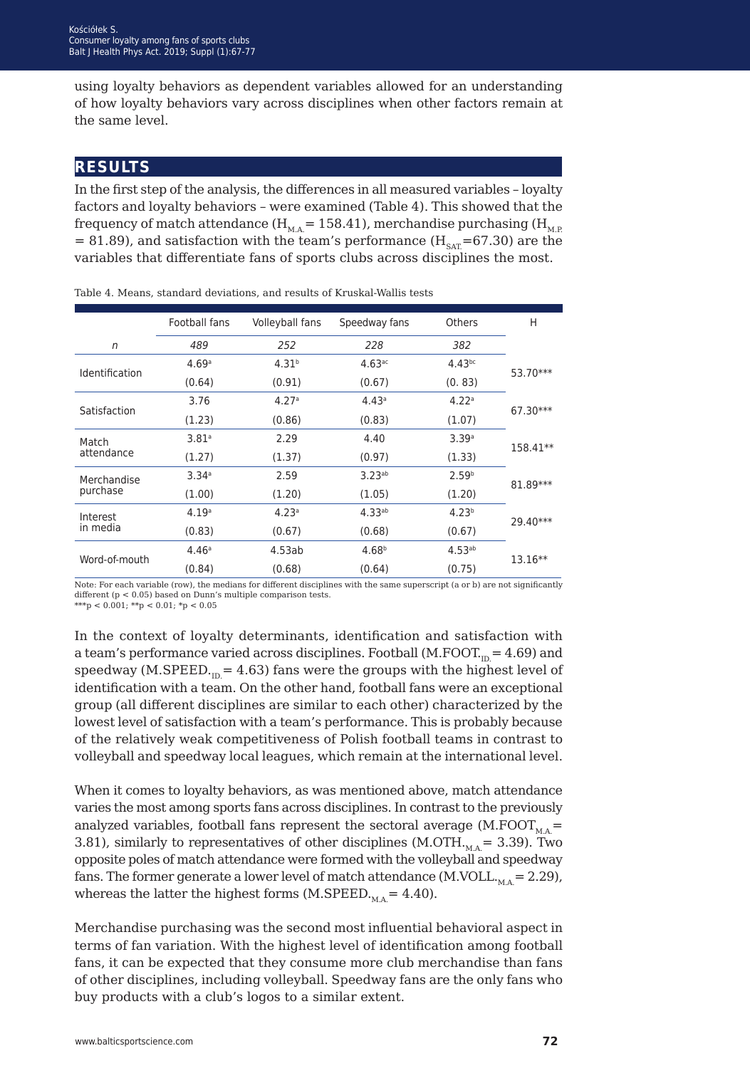using loyalty behaviors as dependent variables allowed for an understanding of how loyalty behaviors vary across disciplines when other factors remain at the same level.

## RESULTS

In the first step of the analysis, the differences in all measured variables – loyalty factors and loyalty behaviors – were examined (Table 4). This showed that the frequency of match attendance ($H_{M.A.}$ = 158.41), merchandise purchasing ($H_{M.P.}$ = 81.89), and satisfaction with the team's performance ($H_{SAT.}$=67.30) are the variables that differentiate fans of sports clubs across disciplines the most.

Table 4. Means, standard deviations, and results of Kruskal-Wallis tests

| | Football fans | Volleyball fans | Speedway fans | Others | H |
|---|---|---|---|---|---|
| *n* | *489* | *252* | *228* | *382* | |
| Identification | $4.69^{a}$ | $4.31^{b}$ | $4.63^{ac}$ | $4.43^{bc}$ | 53.70*** |
| | (0.64) | (0.91) | (0.67) | (0. 83) | |
| Satisfaction | 3.76 | $4.27^{a}$ | $4.43^{a}$ | $4.22^{a}$ | 67.30*** |
| | (1.23) | (0.86) | (0.83) | (1.07) | |
| Match attendance | $3.81^{a}$ | 2.29 | 4.40 | $3.39^{a}$ | 158.41** |
| | (1.27) | (1.37) | (0.97) | (1.33) | |
| Merchandise purchase | $3.34^{a}$ | 2.59 | $3.23^{ab}$ | $2.59^{b}$ | 81.89*** |
| | (1.00) | (1.20) | (1.05) | (1.20) | |
| Interest in media | $4.19^{a}$ | $4.23^{a}$ | $4.33^{ab}$ | $4.23^{b}$ | 29.40*** |
| | (0.83) | (0.67) | (0.68) | (0.67) | |
| Word-of-mouth | $4.46^{a}$ | 4.53ab | $4.68^{b}$ | $4.53^{ab}$ | 13.16** |
| | (0.84) | (0.68) | (0.64) | (0.75) | |

Note: For each variable (row), the medians for different disciplines with the same superscript (a or b) are not significantly different ($p < 0.05$) based on Dunn's multiple comparison tests.
***$p < 0.001$; **$p < 0.01$; *$p < 0.05$

In the context of loyalty determinants, identification and satisfaction with a team's performance varied across disciplines. Football ($M.FOOT._{ID.}$ = 4.69) and speedway ($M.SPEED._{ID.}$ = 4.63) fans were the groups with the highest level of identification with a team. On the other hand, football fans were an exceptional group (all different disciplines are similar to each other) characterized by the lowest level of satisfaction with a team's performance. This is probably because of the relatively weak competitiveness of Polish football teams in contrast to volleyball and speedway local leagues, which remain at the international level.

When it comes to loyalty behaviors, as was mentioned above, match attendance varies the most among sports fans across disciplines. In contrast to the previously analyzed variables, football fans represent the sectoral average ($M.FOOT_{M.A.}$ = 3.81), similarly to representatives of other disciplines ($M.OTH._{M.A.}$ = 3.39). Two opposite poles of match attendance were formed with the volleyball and speedway fans. The former generate a lower level of match attendance ($M.VOLL._{M.A.}$ = 2.29), whereas the latter the highest forms ($M.SPEED._{M.A.}$ = 4.40).

Merchandise purchasing was the second most influential behavioral aspect in terms of fan variation. With the highest level of identification among football fans, it can be expected that they consume more club merchandise than fans of other disciplines, including volleyball. Speedway fans are the only fans who buy products with a club's logos to a similar extent.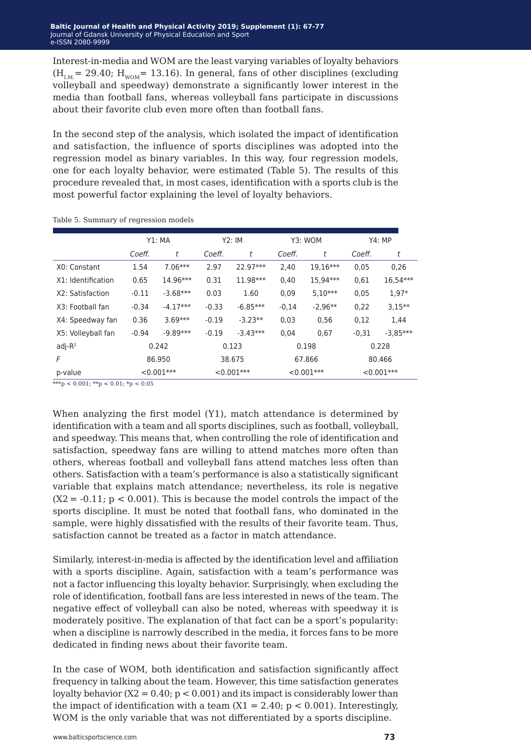Interest-in-media and WOM are the least varying variables of loyalty behaviors ($H_{I.M.}$ = 29.40; $H_{WOM}$ = 13.16). In general, fans of other disciplines (excluding volleyball and speedway) demonstrate a significantly lower interest in the media than football fans, whereas volleyball fans participate in discussions about their favorite club even more often than football fans.

In the second step of the analysis, which isolated the impact of identification and satisfaction, the influence of sports disciplines was adopted into the regression model as binary variables. In this way, four regression models, one for each loyalty behavior, were estimated (Table 5). The results of this procedure revealed that, in most cases, identification with a sports club is the most powerful factor explaining the level of loyalty behaviors.

Table 5. Summary of regression models

| | Y1: MA | | Y2: IM | | Y3: WOM | | Y4: MP | |
|---|---|---|---|---|---|---|---|---|
| | *Coeff.* | *t* | *Coeff.* | *t* | *Coeff.* | *t* | *Coeff.* | *t* |
| X0: Constant | 1.54 | 7.06*** | 2.97 | 22.97*** | 2,40 | 19,16*** | 0,05 | 0,26 |
| X1: Identification | 0.65 | 14.96*** | 0.31 | 11.98*** | 0,40 | 15,94*** | 0,61 | 16,54*** |
| X2: Satisfaction | -0.11 | -3.68*** | 0.03 | 1.60 | 0,09 | 5,10*** | 0,05 | 1,97* |
| X3: Football fan | -0.34 | -4.17*** | -0.33 | -6.85*** | -0,14 | -2,96** | 0,22 | 3,15** |
| X4: Speedway fan | 0.36 | 3.69*** | -0.19 | -3.23** | 0,03 | 0,56 | 0,12 | 1,44 |
| X5: Volleyball fan | -0.94 | -9.89*** | -0.19 | -3.43*** | 0,04 | 0,67 | -0,31 | -3,85*** |
| adj-$R^2$ | 0.242 | | 0.123 | | 0.198 | | 0.228 | |
| *F* | 86.950 | | 38.675 | | 67.866 | | 80.466 | |
| p-value | <0.001*** | | <0.001*** | | <0.001*** | | <0.001*** | |

***p < 0.001; **p < 0.01; *p < 0.05

When analyzing the first model (Y1), match attendance is determined by identification with a team and all sports disciplines, such as football, volleyball, and speedway. This means that, when controlling the role of identification and satisfaction, speedway fans are willing to attend matches more often than others, whereas football and volleyball fans attend matches less often than others. Satisfaction with a team's performance is also a statistically significant variable that explains match attendance; nevertheless, its role is negative ($X2 = -0.11$; $p < 0.001$). This is because the model controls the impact of the sports discipline. It must be noted that football fans, who dominated in the sample, were highly dissatisfied with the results of their favorite team. Thus, satisfaction cannot be treated as a factor in match attendance.

Similarly, interest-in-media is affected by the identification level and affiliation with a sports discipline. Again, satisfaction with a team's performance was not a factor influencing this loyalty behavior. Surprisingly, when excluding the role of identification, football fans are less interested in news of the team. The negative effect of volleyball can also be noted, whereas with speedway it is moderately positive. The explanation of that fact can be a sport's popularity: when a discipline is narrowly described in the media, it forces fans to be more dedicated in finding news about their favorite team.

In the case of WOM, both identification and satisfaction significantly affect frequency in talking about the team. However, this time satisfaction generates loyalty behavior ($X2 = 0.40$; $p < 0.001$) and its impact is considerably lower than the impact of identification with a team ($X1 = 2.40$; $p < 0.001$). Interestingly, WOM is the only variable that was not differentiated by a sports discipline.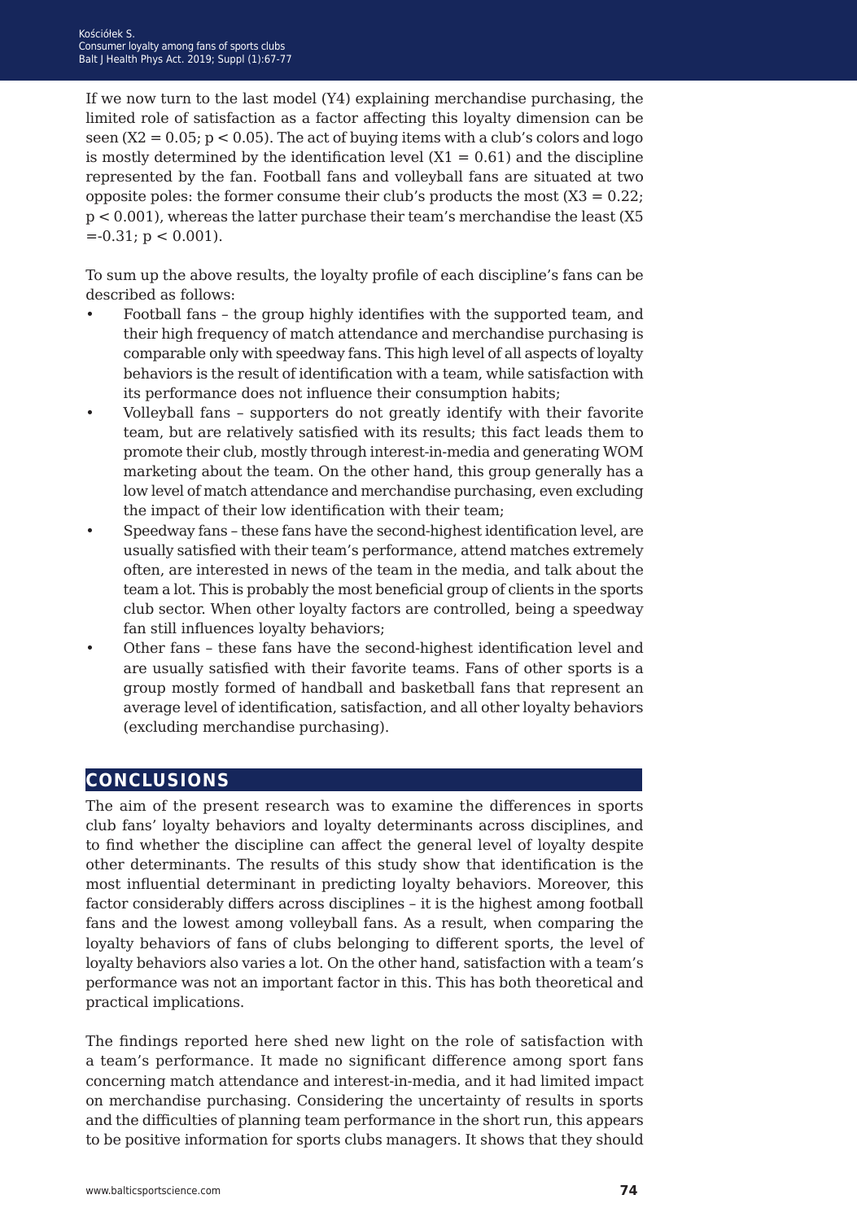If we now turn to the last model (Y4) explaining merchandise purchasing, the limited role of satisfaction as a factor affecting this loyalty dimension can be seen ($X2 = 0.05$; $p < 0.05$). The act of buying items with a club's colors and logo is mostly determined by the identification level ($X1 = 0.61$) and the discipline represented by the fan. Football fans and volleyball fans are situated at two opposite poles: the former consume their club's products the most ($X3 = 0.22$; $p < 0.001$), whereas the latter purchase their team's merchandise the least ($X5 = -0.31$; $p < 0.001$).

To sum up the above results, the loyalty profile of each discipline's fans can be described as follows:

- Football fans – the group highly identifies with the supported team, and their high frequency of match attendance and merchandise purchasing is comparable only with speedway fans. This high level of all aspects of loyalty behaviors is the result of identification with a team, while satisfaction with its performance does not influence their consumption habits;
- Volleyball fans – supporters do not greatly identify with their favorite team, but are relatively satisfied with its results; this fact leads them to promote their club, mostly through interest-in-media and generating WOM marketing about the team. On the other hand, this group generally has a low level of match attendance and merchandise purchasing, even excluding the impact of their low identification with their team;
- Speedway fans – these fans have the second-highest identification level, are usually satisfied with their team's performance, attend matches extremely often, are interested in news of the team in the media, and talk about the team a lot. This is probably the most beneficial group of clients in the sports club sector. When other loyalty factors are controlled, being a speedway fan still influences loyalty behaviors;
- Other fans – these fans have the second-highest identification level and are usually satisfied with their favorite teams. Fans of other sports is a group mostly formed of handball and basketball fans that represent an average level of identification, satisfaction, and all other loyalty behaviors (excluding merchandise purchasing).

## CONCLUSIONS

The aim of the present research was to examine the differences in sports club fans' loyalty behaviors and loyalty determinants across disciplines, and to find whether the discipline can affect the general level of loyalty despite other determinants. The results of this study show that identification is the most influential determinant in predicting loyalty behaviors. Moreover, this factor considerably differs across disciplines – it is the highest among football fans and the lowest among volleyball fans. As a result, when comparing the loyalty behaviors of fans of clubs belonging to different sports, the level of loyalty behaviors also varies a lot. On the other hand, satisfaction with a team's performance was not an important factor in this. This has both theoretical and practical implications.

The findings reported here shed new light on the role of satisfaction with a team's performance. It made no significant difference among sport fans concerning match attendance and interest-in-media, and it had limited impact on merchandise purchasing. Considering the uncertainty of results in sports and the difficulties of planning team performance in the short run, this appears to be positive information for sports clubs managers. It shows that they should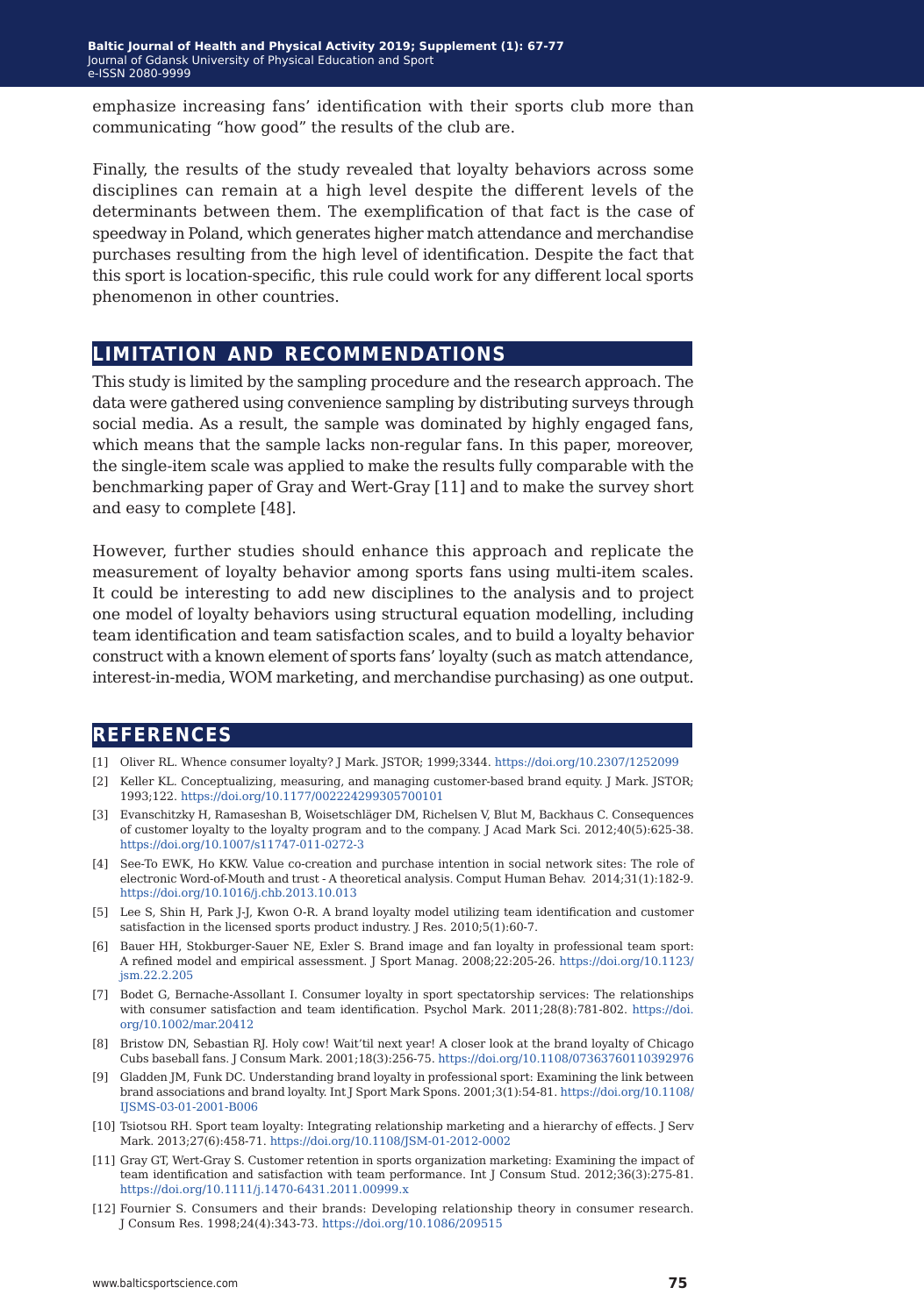emphasize increasing fans' identification with their sports club more than communicating "how good" the results of the club are.

Finally, the results of the study revealed that loyalty behaviors across some disciplines can remain at a high level despite the different levels of the determinants between them. The exemplification of that fact is the case of speedway in Poland, which generates higher match attendance and merchandise purchases resulting from the high level of identification. Despite the fact that this sport is location-specific, this rule could work for any different local sports phenomenon in other countries.

## LIMITATION AND RECOMMENDATIONS

This study is limited by the sampling procedure and the research approach. The data were gathered using convenience sampling by distributing surveys through social media. As a result, the sample was dominated by highly engaged fans, which means that the sample lacks non-regular fans. In this paper, moreover, the single-item scale was applied to make the results fully comparable with the benchmarking paper of Gray and Wert-Gray [11] and to make the survey short and easy to complete [48].

However, further studies should enhance this approach and replicate the measurement of loyalty behavior among sports fans using multi-item scales. It could be interesting to add new disciplines to the analysis and to project one model of loyalty behaviors using structural equation modelling, including team identification and team satisfaction scales, and to build a loyalty behavior construct with a known element of sports fans' loyalty (such as match attendance, interest-in-media, WOM marketing, and merchandise purchasing) as one output.

## REFERENCES

[1] Oliver RL. Whence consumer loyalty? J Mark. JSTOR; 1999;3344. https://doi.org/10.2307/1252099

[2] Keller KL. Conceptualizing, measuring, and managing customer-based brand equity. J Mark. JSTOR; 1993;122. https://doi.org/10.1177/002224299305700101

[3] Evanschitzky H, Ramaseshan B, Woisetschläger DM, Richelsen V, Blut M, Backhaus C. Consequences of customer loyalty to the loyalty program and to the company. J Acad Mark Sci. 2012;40(5):625-38. https://doi.org/10.1007/s11747-011-0272-3

[4] See-To EWK, Ho KKW. Value co-creation and purchase intention in social network sites: The role of electronic Word-of-Mouth and trust - A theoretical analysis. Comput Human Behav. 2014;31(1):182-9. https://doi.org/10.1016/j.chb.2013.10.013

[5] Lee S, Shin H, Park J-J, Kwon O-R. A brand loyalty model utilizing team identification and customer satisfaction in the licensed sports product industry. J Res. 2010;5(1):60-7.

[6] Bauer HH, Stokburger-Sauer NE, Exler S. Brand image and fan loyalty in professional team sport: A refined model and empirical assessment. J Sport Manag. 2008;22:205-26. https://doi.org/10.1123/jsm.22.2.205

[7] Bodet G, Bernache-Assollant I. Consumer loyalty in sport spectatorship services: The relationships with consumer satisfaction and team identification. Psychol Mark. 2011;28(8):781-802. https://doi.org/10.1002/mar.20412

[8] Bristow DN, Sebastian RJ. Holy cow! Wait'til next year! A closer look at the brand loyalty of Chicago Cubs baseball fans. J Consum Mark. 2001;18(3):256-75. https://doi.org/10.1108/07363760110392976

[9] Gladden JM, Funk DC. Understanding brand loyalty in professional sport: Examining the link between brand associations and brand loyalty. Int J Sport Mark Spons. 2001;3(1):54-81. https://doi.org/10.1108/IJSMS-03-01-2001-B006

[10] Tsiotsou RH. Sport team loyalty: Integrating relationship marketing and a hierarchy of effects. J Serv Mark. 2013;27(6):458-71. https://doi.org/10.1108/JSM-01-2012-0002

[11] Gray GT, Wert-Gray S. Customer retention in sports organization marketing: Examining the impact of team identification and satisfaction with team performance. Int J Consum Stud. 2012;36(3):275-81. https://doi.org/10.1111/j.1470-6431.2011.00999.x

[12] Fournier S. Consumers and their brands: Developing relationship theory in consumer research. J Consum Res. 1998;24(4):343-73. https://doi.org/10.1086/209515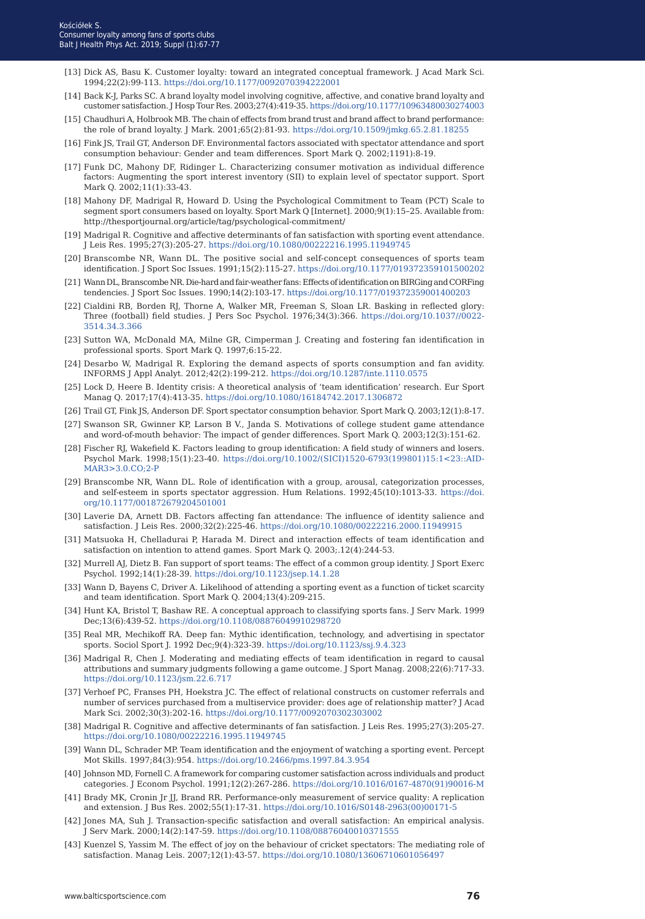[13] Dick AS, Basu K. Customer loyalty: toward an integrated conceptual framework. J Acad Mark Sci. 1994;22(2):99-113. https://doi.org/10.1177/0092070394222001

[14] Back K-J, Parks SC. A brand loyalty model involving cognitive, affective, and conative brand loyalty and customer satisfaction. J Hosp Tour Res. 2003;27(4):419-35. https://doi.org/10.1177/10963480030274003

[15] Chaudhuri A, Holbrook MB. The chain of effects from brand trust and brand affect to brand performance: the role of brand loyalty. J Mark. 2001;65(2):81-93. https://doi.org/10.1509/jmkg.65.2.81.18255

[16] Fink JS, Trail GT, Anderson DF. Environmental factors associated with spectator attendance and sport consumption behaviour: Gender and team differences. Sport Mark Q. 2002;1191):8-19.

[17] Funk DC, Mahony DF, Ridinger L. Characterizing consumer motivation as individual difference factors: Augmenting the sport interest inventory (SII) to explain level of spectator support. Sport Mark Q. 2002;11(1):33-43.

[18] Mahony DF, Madrigal R, Howard D. Using the Psychological Commitment to Team (PCT) Scale to segment sport consumers based on loyalty. Sport Mark Q [Internet]. 2000;9(1):15–25. Available from: http://thesportjournal.org/article/tag/psychological-commitment/

[19] Madrigal R. Cognitive and affective determinants of fan satisfaction with sporting event attendance. J Leis Res. 1995;27(3):205-27. https://doi.org/10.1080/00222216.1995.11949745

[20] Branscombe NR, Wann DL. The positive social and self-concept consequences of sports team identification. J Sport Soc Issues. 1991;15(2):115-27. https://doi.org/10.1177/019372359101500202

[21] Wann DL, Branscombe NR. Die-hard and fair-weather fans: Effects of identification on BIRGing and CORFing tendencies. J Sport Soc Issues. 1990;14(2):103-17. https://doi.org/10.1177/019372359001400203

[22] Cialdini RB, Borden RJ, Thorne A, Walker MR, Freeman S, Sloan LR. Basking in reflected glory: Three (football) field studies. J Pers Soc Psychol. 1976;34(3):366. https://doi.org/10.1037//0022-3514.34.3.366

[23] Sutton WA, McDonald MA, Milne GR, Cimperman J. Creating and fostering fan identification in professional sports. Sport Mark Q. 1997;6:15-22.

[24] Desarbo W, Madrigal R. Exploring the demand aspects of sports consumption and fan avidity. INFORMS J Appl Analyt. 2012;42(2):199-212. https://doi.org/10.1287/inte.1110.0575

[25] Lock D, Heere B. Identity crisis: A theoretical analysis of 'team identification' research. Eur Sport Manag Q. 2017;17(4):413-35. https://doi.org/10.1080/16184742.2017.1306872

[26] Trail GT, Fink JS, Anderson DF. Sport spectator consumption behavior. Sport Mark Q. 2003;12(1):8-17.

[27] Swanson SR, Gwinner KP, Larson B V., Janda S. Motivations of college student game attendance and word-of-mouth behavior: The impact of gender differences. Sport Mark Q. 2003;12(3):151-62.

[28] Fischer RJ, Wakefield K. Factors leading to group identification: A field study of winners and losers. Psychol Mark. 1998;15(1):23-40. https://doi.org/10.1002/(SICI)1520-6793(199801)15:1<23::AID-MAR3>3.0.CO;2-P

[29] Branscombe NR, Wann DL. Role of identification with a group, arousal, categorization processes, and self-esteem in sports spectator aggression. Hum Relations. 1992;45(10):1013-33. https://doi.org/10.1177/001872679204501001

[30] Laverie DA, Arnett DB. Factors affecting fan attendance: The influence of identity salience and satisfaction. J Leis Res. 2000;32(2):225-46. https://doi.org/10.1080/00222216.2000.11949915

[31] Matsuoka H, Chelladurai P, Harada M. Direct and interaction effects of team identification and satisfaction on intention to attend games. Sport Mark Q. 2003;.12(4):244-53.

[32] Murrell AJ, Dietz B. Fan support of sport teams: The effect of a common group identity. J Sport Exerc Psychol. 1992;14(1):28-39. https://doi.org/10.1123/jsep.14.1.28

[33] Wann D, Bayens C, Driver A. Likelihood of attending a sporting event as a function of ticket scarcity and team identification. Sport Mark Q. 2004;13(4):209-215.

[34] Hunt KA, Bristol T, Bashaw RE. A conceptual approach to classifying sports fans. J Serv Mark. 1999 Dec;13(6):439-52. https://doi.org/10.1108/08876049910298720

[35] Real MR, Mechikoff RA. Deep fan: Mythic identification, technology, and advertising in spectator sports. Sociol Sport J. 1992 Dec;9(4):323-39. https://doi.org/10.1123/ssj.9.4.323

[36] Madrigal R, Chen J. Moderating and mediating effects of team identification in regard to causal attributions and summary judgments following a game outcome. J Sport Manag. 2008;22(6):717-33. https://doi.org/10.1123/jsm.22.6.717

[37] Verhoef PC, Franses PH, Hoekstra JC. The effect of relational constructs on customer referrals and number of services purchased from a multiservice provider: does age of relationship matter? J Acad Mark Sci. 2002;30(3):202-16. https://doi.org/10.1177/0092070302303002

[38] Madrigal R. Cognitive and affective determinants of fan satisfaction. J Leis Res. 1995;27(3):205-27. https://doi.org/10.1080/00222216.1995.11949745

[39] Wann DL, Schrader MP. Team identification and the enjoyment of watching a sporting event. Percept Mot Skills. 1997;84(3):954. https://doi.org/10.2466/pms.1997.84.3.954

[40] Johnson MD, Fornell C. A framework for comparing customer satisfaction across individuals and product categories. J Econom Psychol. 1991;12(2):267-286. https://doi.org/10.1016/0167-4870(91)90016-M

[41] Brady MK, Cronin Jr JJ, Brand RR. Performance-only measurement of service quality: A replication and extension. J Bus Res. 2002;55(1):17-31. https://doi.org/10.1016/S0148-2963(00)00171-5

[42] Jones MA, Suh J. Transaction-specific satisfaction and overall satisfaction: An empirical analysis. J Serv Mark. 2000;14(2):147-59. https://doi.org/10.1108/08876040010371555

[43] Kuenzel S, Yassim M. The effect of joy on the behaviour of cricket spectators: The mediating role of satisfaction. Manag Leis. 2007;12(1):43-57. https://doi.org/10.1080/13606710601056497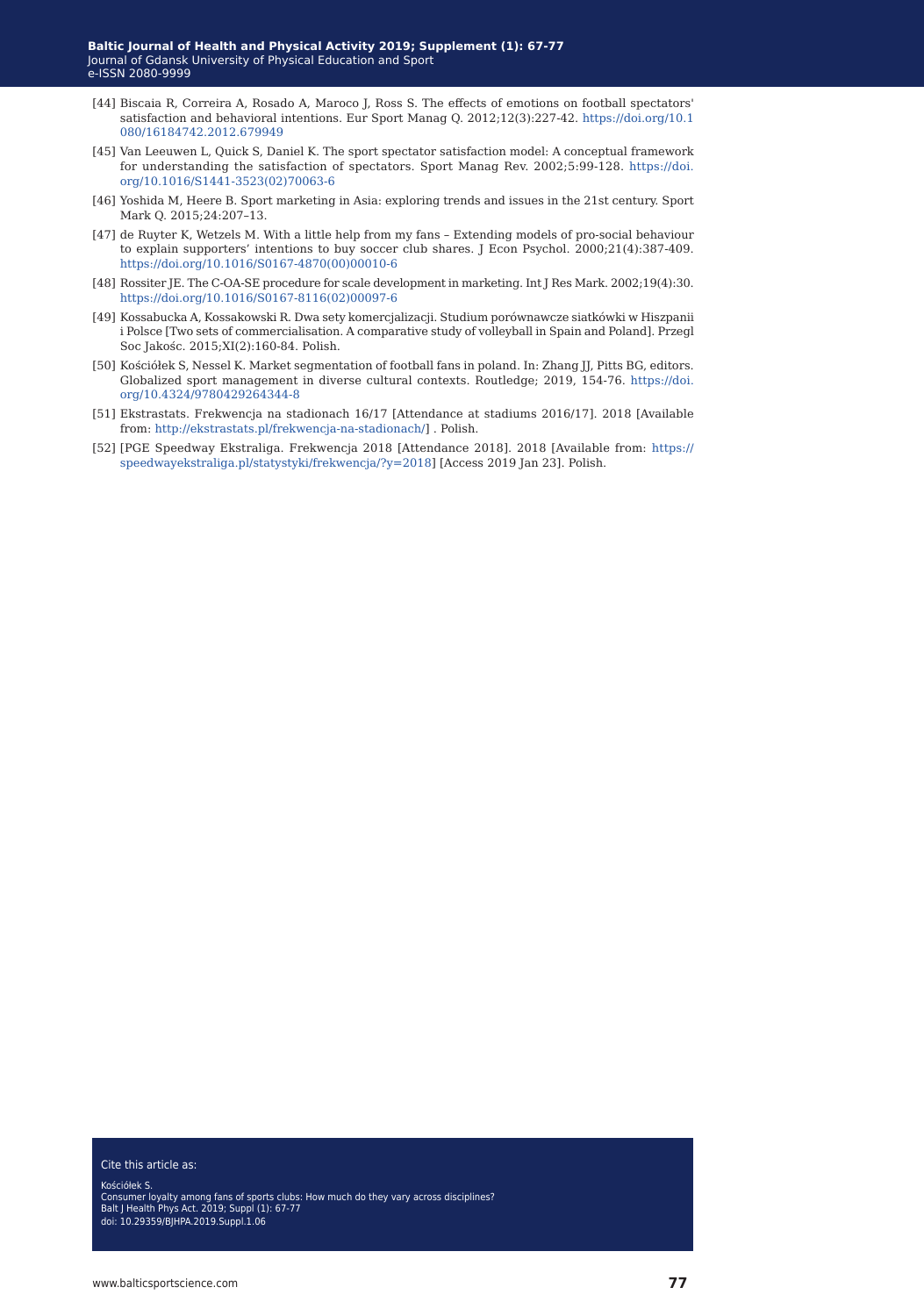[44] Biscaia R, Correira A, Rosado A, Maroco J, Ross S. The effects of emotions on football spectators' satisfaction and behavioral intentions. Eur Sport Manag Q. 2012;12(3):227-42. https://doi.org/10.1080/16184742.2012.679949

[45] Van Leeuwen L, Quick S, Daniel K. The sport spectator satisfaction model: A conceptual framework for understanding the satisfaction of spectators. Sport Manag Rev. 2002;5:99-128. https://doi.org/10.1016/S1441-3523(02)70063-6

[46] Yoshida M, Heere B. Sport marketing in Asia: exploring trends and issues in the 21st century. Sport Mark Q. 2015;24:207–13.

[47] de Ruyter K, Wetzels M. With a little help from my fans – Extending models of pro-social behaviour to explain supporters' intentions to buy soccer club shares. J Econ Psychol. 2000;21(4):387-409. https://doi.org/10.1016/S0167-4870(00)00010-6

[48] Rossiter JE. The C-OA-SE procedure for scale development in marketing. Int J Res Mark. 2002;19(4):30. https://doi.org/10.1016/S0167-8116(02)00097-6

[49] Kossabucka A, Kossakowski R. Dwa sety komercjalizacji. Studium porównawcze siatkówki w Hiszpanii i Polsce [Two sets of commercialisation. A comparative study of volleyball in Spain and Poland]. Przegl Soc Jakośc. 2015;XI(2):160-84. Polish.

[50] Kościółek S, Nessel K. Market segmentation of football fans in poland. In: Zhang JJ, Pitts BG, editors. Globalized sport management in diverse cultural contexts. Routledge; 2019, 154-76. https://doi.org/10.4324/9780429264344-8

[51] Ekstrastats. Frekwencja na stadionach 16/17 [Attendance at stadiums 2016/17]. 2018 [Available from: http://ekstrastats.pl/frekwencja-na-stadionach/] . Polish.

[52] [PGE Speedway Ekstraliga. Frekwencja 2018 [Attendance 2018]. 2018 [Available from: https://speedwayekstraliga.pl/statystyki/frekwencja/?y=2018] [Access 2019 Jan 23]. Polish.

Cite this article as:

Kościółek S.
Consumer loyalty among fans of sports clubs: How much do they vary across disciplines?
Balt J Health Phys Act. 2019; Suppl (1): 67-77
doi: 10.29359/BJHPA.2019.Suppl.1.06